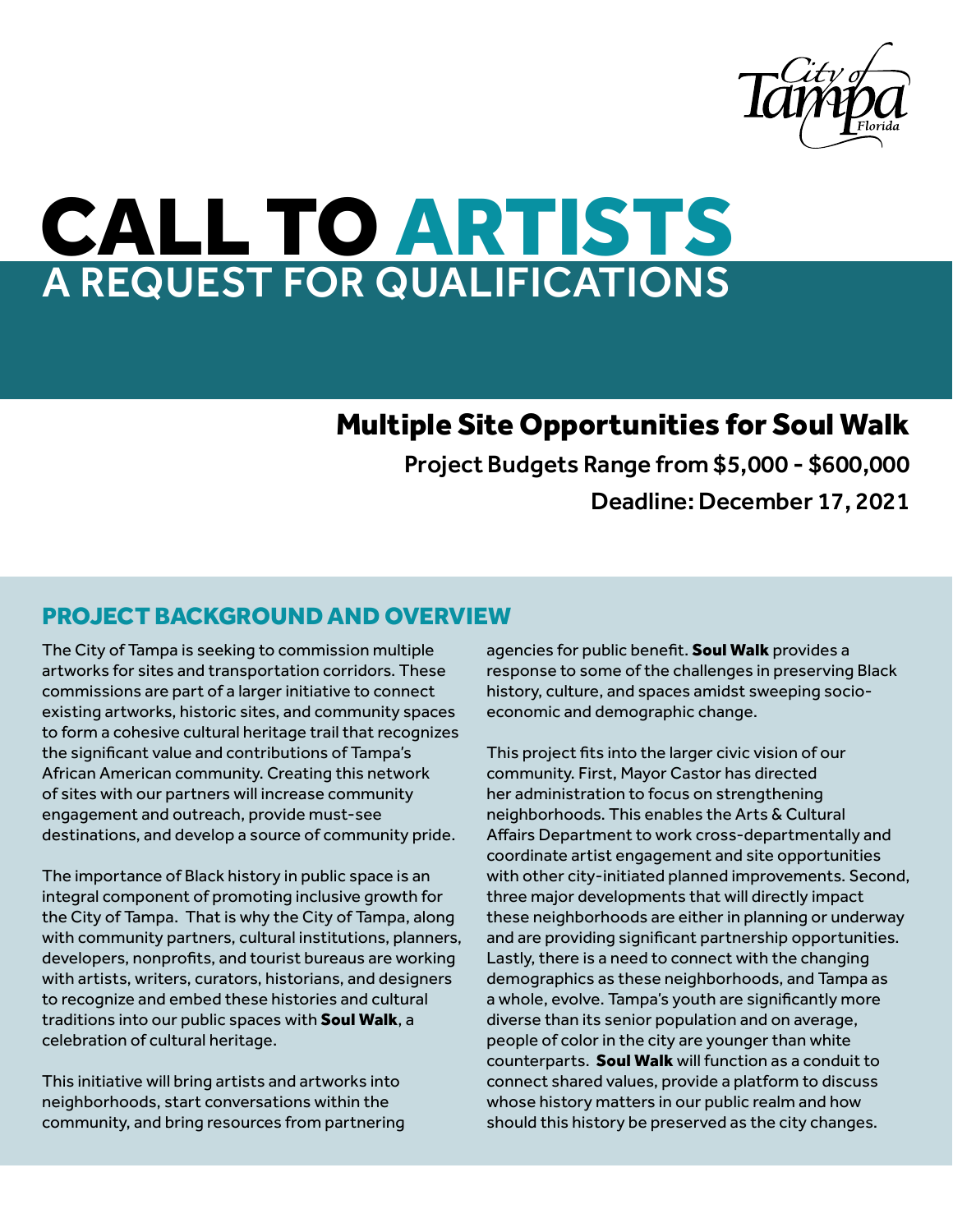City of Tampa Florida

# CALL TO ARTISTS

## A REQUEST FOR QUALIFICATIONS

### Multiple Site Opportunities for Soul Walk

**Project Budgets Range from $5,000 - $600,000**

**Deadline: December 17, 2021**

## PROJECT BACKGROUND AND OVERVIEW

The City of Tampa is seeking to commission multiple artworks for sites and transportation corridors. These commissions are part of a larger initiative to connect existing artworks, historic sites, and community spaces to form a cohesive cultural heritage trail that recognizes the significant value and contributions of Tampa's African American community. Creating this network of sites with our partners will increase community engagement and outreach, provide must-see destinations, and develop a source of community pride.

The importance of Black history in public space is an integral component of promoting inclusive growth for the City of Tampa. That is why the City of Tampa, along with community partners, cultural institutions, planners, developers, nonprofits, and tourist bureaus are working with artists, writers, curators, historians, and designers to recognize and embed these histories and cultural traditions into our public spaces with **Soul Walk**, a celebration of cultural heritage.

This initiative will bring artists and artworks into neighborhoods, start conversations within the community, and bring resources from partnering agencies for public benefit. **Soul Walk** provides a response to some of the challenges in preserving Black history, culture, and spaces amidst sweeping socio-economic and demographic change.

This project fits into the larger civic vision of our community. First, Mayor Castor has directed her administration to focus on strengthening neighborhoods. This enables the Arts & Cultural Affairs Department to work cross-departmentally and coordinate artist engagement and site opportunities with other city-initiated planned improvements. Second, three major developments that will directly impact these neighborhoods are either in planning or underway and are providing significant partnership opportunities. Lastly, there is a need to connect with the changing demographics as these neighborhoods, and Tampa as a whole, evolve. Tampa's youth are significantly more diverse than its senior population and on average, people of color in the city are younger than white counterparts. **Soul Walk** will function as a conduit to connect shared values, provide a platform to discuss whose history matters in our public realm and how should this history be preserved as the city changes.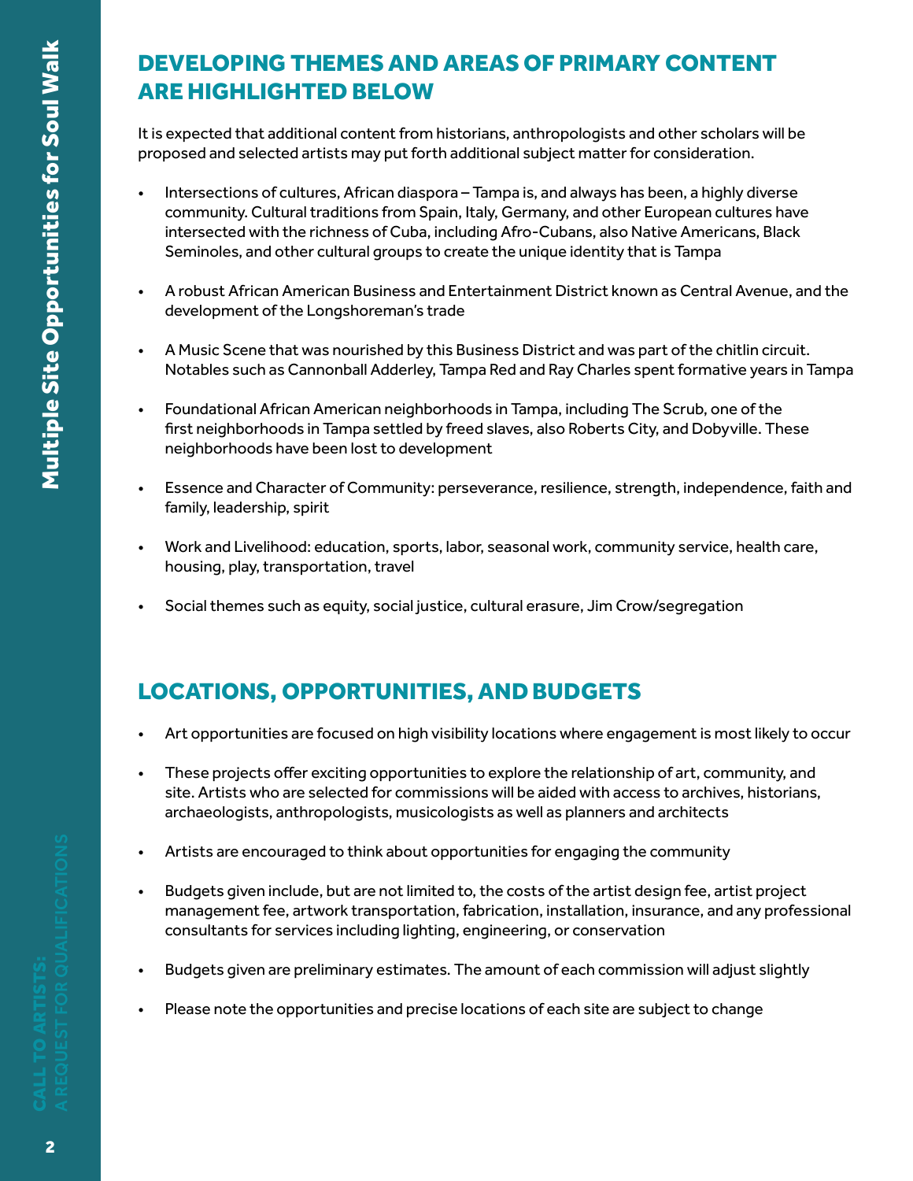## DEVELOPING THEMES AND AREAS OF PRIMARY CONTENT ARE HIGHLIGHTED BELOW

It is expected that additional content from historians, anthropologists and other scholars will be proposed and selected artists may put forth additional subject matter for consideration.

- Intersections of cultures, African diaspora – Tampa is, and always has been, a highly diverse community. Cultural traditions from Spain, Italy, Germany, and other European cultures have intersected with the richness of Cuba, including Afro-Cubans, also Native Americans, Black Seminoles, and other cultural groups to create the unique identity that is Tampa
- A robust African American Business and Entertainment District known as Central Avenue, and the development of the Longshoreman's trade
- A Music Scene that was nourished by this Business District and was part of the chitlin circuit. Notables such as Cannonball Adderley, Tampa Red and Ray Charles spent formative years in Tampa
- Foundational African American neighborhoods in Tampa, including The Scrub, one of the first neighborhoods in Tampa settled by freed slaves, also Roberts City, and Dobyville. These neighborhoods have been lost to development
- Essence and Character of Community: perseverance, resilience, strength, independence, faith and family, leadership, spirit
- Work and Livelihood: education, sports, labor, seasonal work, community service, health care, housing, play, transportation, travel
- Social themes such as equity, social justice, cultural erasure, Jim Crow/segregation

## LOCATIONS, OPPORTUNITIES, AND BUDGETS

- Art opportunities are focused on high visibility locations where engagement is most likely to occur
- These projects offer exciting opportunities to explore the relationship of art, community, and site. Artists who are selected for commissions will be aided with access to archives, historians, archaeologists, anthropologists, musicologists as well as planners and architects
- Artists are encouraged to think about opportunities for engaging the community
- Budgets given include, but are not limited to, the costs of the artist design fee, artist project management fee, artwork transportation, fabrication, installation, insurance, and any professional consultants for services including lighting, engineering, or conservation
- Budgets given are preliminary estimates. The amount of each commission will adjust slightly
- Please note the opportunities and precise locations of each site are subject to change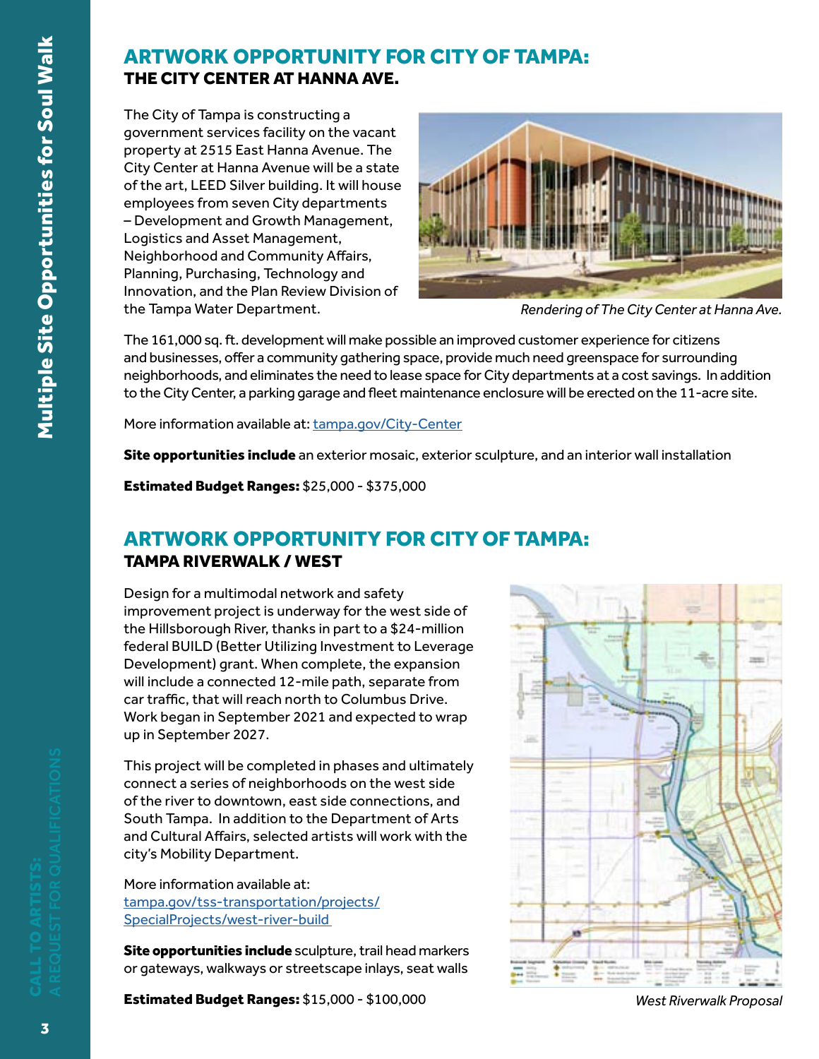# ARTWORK OPPORTUNITY FOR CITY OF TAMPA:
## THE CITY CENTER AT HANNA AVE.

The City of Tampa is constructing a government services facility on the vacant property at 2515 East Hanna Avenue. The City Center at Hanna Avenue will be a state of the art, LEED Silver building. It will house employees from seven City departments – Development and Growth Management, Logistics and Asset Management, Neighborhood and Community Affairs, Planning, Purchasing, Technology and Innovation, and the Plan Review Division of the Tampa Water Department.

*Rendering of The City Center at Hanna Ave.*

The 161,000 sq. ft. development will make possible an improved customer experience for citizens and businesses, offer a community gathering space, provide much need greenspace for surrounding neighborhoods, and eliminates the need to lease space for City departments at a cost savings. In addition to the City Center, a parking garage and fleet maintenance enclosure will be erected on the 11-acre site.

More information available at: tampa.gov/City-Center

**Site opportunities include** an exterior mosaic, exterior sculpture, and an interior wall installation

**Estimated Budget Ranges:** $25,000 - $375,000

# ARTWORK OPPORTUNITY FOR CITY OF TAMPA:
## TAMPA RIVERWALK / WEST

Design for a multimodal network and safety improvement project is underway for the west side of the Hillsborough River, thanks in part to a $24-million federal BUILD (Better Utilizing Investment to Leverage Development) grant. When complete, the expansion will include a connected 12-mile path, separate from car traffic, that will reach north to Columbus Drive. Work began in September 2021 and expected to wrap up in September 2027.

This project will be completed in phases and ultimately connect a series of neighborhoods on the west side of the river to downtown, east side connections, and South Tampa. In addition to the Department of Arts and Cultural Affairs, selected artists will work with the city's Mobility Department.

More information available at: tampa.gov/tss-transportation/projects/SpecialProjects/west-river-build

**Site opportunities include** sculpture, trail head markers or gateways, walkways or streetscape inlays, seat walls

**Estimated Budget Ranges:** $15,000 - $100,000

*West Riverwalk Proposal*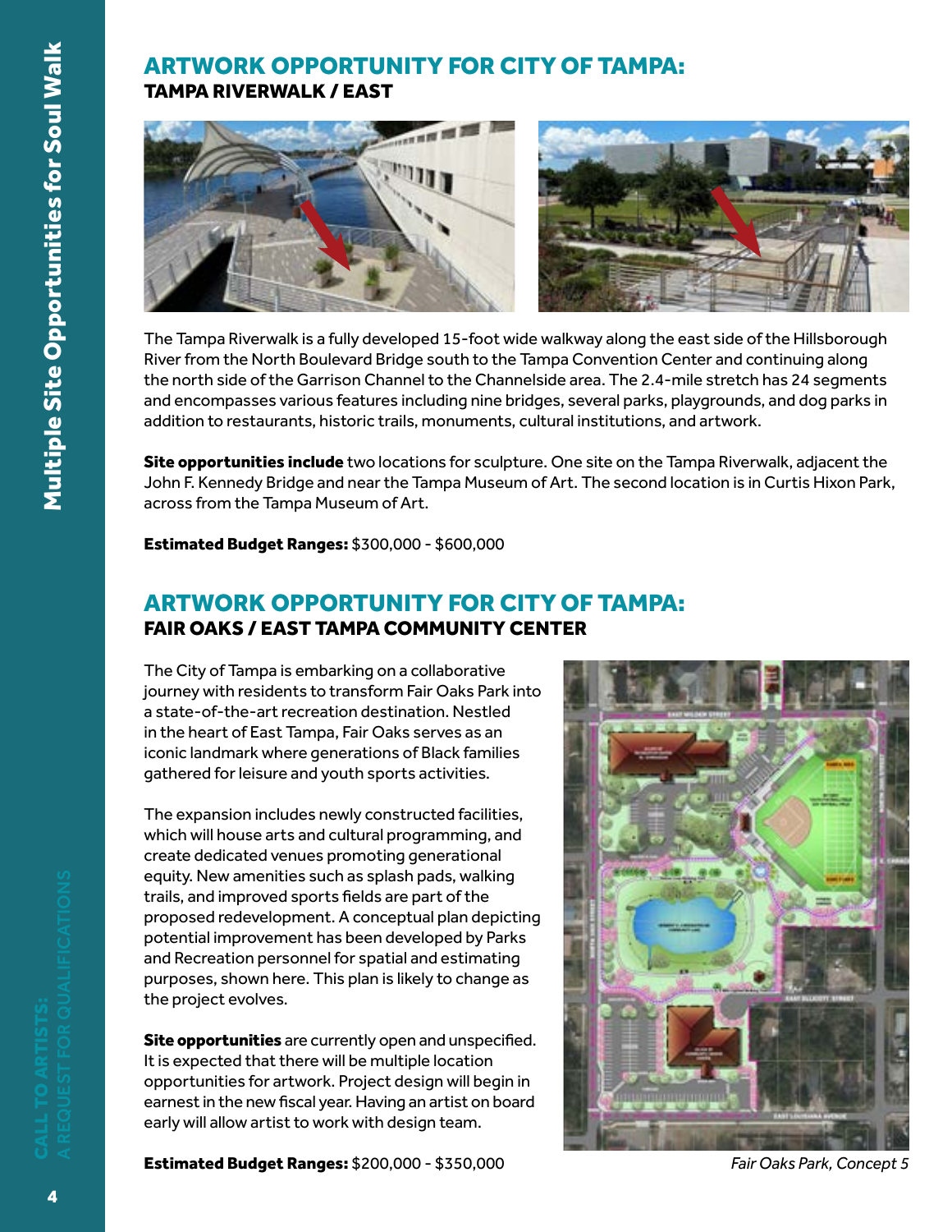## ARTWORK OPPORTUNITY FOR CITY OF TAMPA:
### TAMPA RIVERWALK / EAST

The Tampa Riverwalk is a fully developed 15-foot wide walkway along the east side of the Hillsborough River from the North Boulevard Bridge south to the Tampa Convention Center and continuing along the north side of the Garrison Channel to the Channelside area. The 2.4-mile stretch has 24 segments and encompasses various features including nine bridges, several parks, playgrounds, and dog parks in addition to restaurants, historic trails, monuments, cultural institutions, and artwork.

**Site opportunities include** two locations for sculpture. One site on the Tampa Riverwalk, adjacent the John F. Kennedy Bridge and near the Tampa Museum of Art. The second location is in Curtis Hixon Park, across from the Tampa Museum of Art.

**Estimated Budget Ranges:** $300,000 - $600,000

## ARTWORK OPPORTUNITY FOR CITY OF TAMPA:
### FAIR OAKS / EAST TAMPA COMMUNITY CENTER

The City of Tampa is embarking on a collaborative journey with residents to transform Fair Oaks Park into a state-of-the-art recreation destination. Nestled in the heart of East Tampa, Fair Oaks serves as an iconic landmark where generations of Black families gathered for leisure and youth sports activities.

The expansion includes newly constructed facilities, which will house arts and cultural programming, and create dedicated venues promoting generational equity. New amenities such as splash pads, walking trails, and improved sports fields are part of the proposed redevelopment. A conceptual plan depicting potential improvement has been developed by Parks and Recreation personnel for spatial and estimating purposes, shown here. This plan is likely to change as the project evolves.

**Site opportunities** are currently open and unspecified. It is expected that there will be multiple location opportunities for artwork. Project design will begin in earnest in the new fiscal year. Having an artist on board early will allow artist to work with design team.

**Estimated Budget Ranges:** $200,000 - $350,000

*Fair Oaks Park, Concept 5*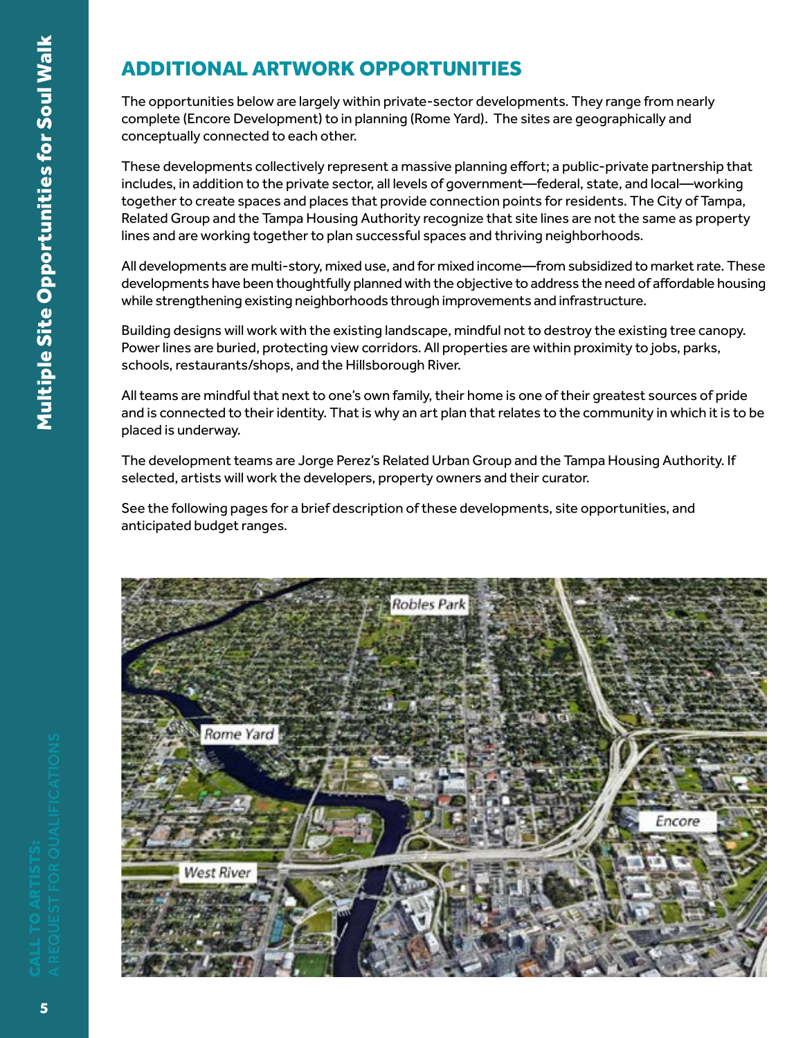## ADDITIONAL ARTWORK OPPORTUNITIES

The opportunities below are largely within private-sector developments. They range from nearly complete (Encore Development) to in planning (Rome Yard). The sites are geographically and conceptually connected to each other.

These developments collectively represent a massive planning effort; a public-private partnership that includes, in addition to the private sector, all levels of government—federal, state, and local—working together to create spaces and places that provide connection points for residents. The City of Tampa, Related Group and the Tampa Housing Authority recognize that site lines are not the same as property lines and are working together to plan successful spaces and thriving neighborhoods.

All developments are multi-story, mixed use, and for mixed income—from subsidized to market rate. These developments have been thoughtfully planned with the objective to address the need of affordable housing while strengthening existing neighborhoods through improvements and infrastructure.

Building designs will work with the existing landscape, mindful not to destroy the existing tree canopy. Power lines are buried, protecting view corridors. All properties are within proximity to jobs, parks, schools, restaurants/shops, and the Hillsborough River.

All teams are mindful that next to one's own family, their home is one of their greatest sources of pride and is connected to their identity. That is why an art plan that relates to the community in which it is to be placed is underway.

The development teams are Jorge Perez's Related Urban Group and the Tampa Housing Authority. If selected, artists will work the developers, property owners and their curator.

See the following pages for a brief description of these developments, site opportunities, and anticipated budget ranges.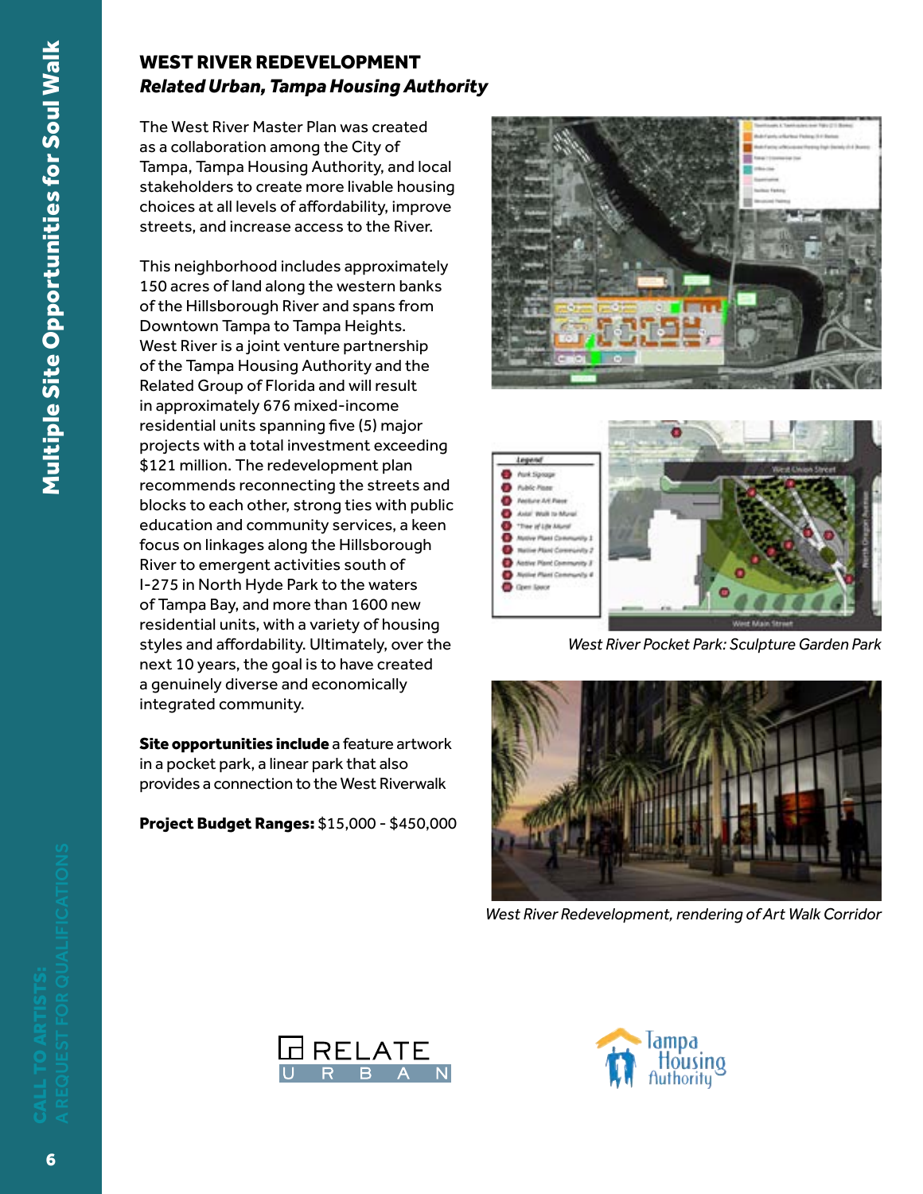# WEST RIVER REDEVELOPMENT

## *Related Urban, Tampa Housing Authority*

The West River Master Plan was created as a collaboration among the City of Tampa, Tampa Housing Authority, and local stakeholders to create more livable housing choices at all levels of affordability, improve streets, and increase access to the River.

This neighborhood includes approximately 150 acres of land along the western banks of the Hillsborough River and spans from Downtown Tampa to Tampa Heights. West River is a joint venture partnership of the Tampa Housing Authority and the Related Group of Florida and will result in approximately 676 mixed-income residential units spanning five (5) major projects with a total investment exceeding $121 million. The redevelopment plan recommends reconnecting the streets and blocks to each other, strong ties with public education and community services, a keen focus on linkages along the Hillsborough River to emergent activities south of I-275 in North Hyde Park to the waters of Tampa Bay, and more than 1600 new residential units, with a variety of housing styles and affordability. Ultimately, over the next 10 years, the goal is to have created a genuinely diverse and economically integrated community.

**Site opportunities include** a feature artwork in a pocket park, a linear park that also provides a connection to the West Riverwalk

**Project Budget Ranges:** $15,000 - $450,000

*West River Pocket Park: Sculpture Garden Park*

*West River Redevelopment, rendering of Art Walk Corridor*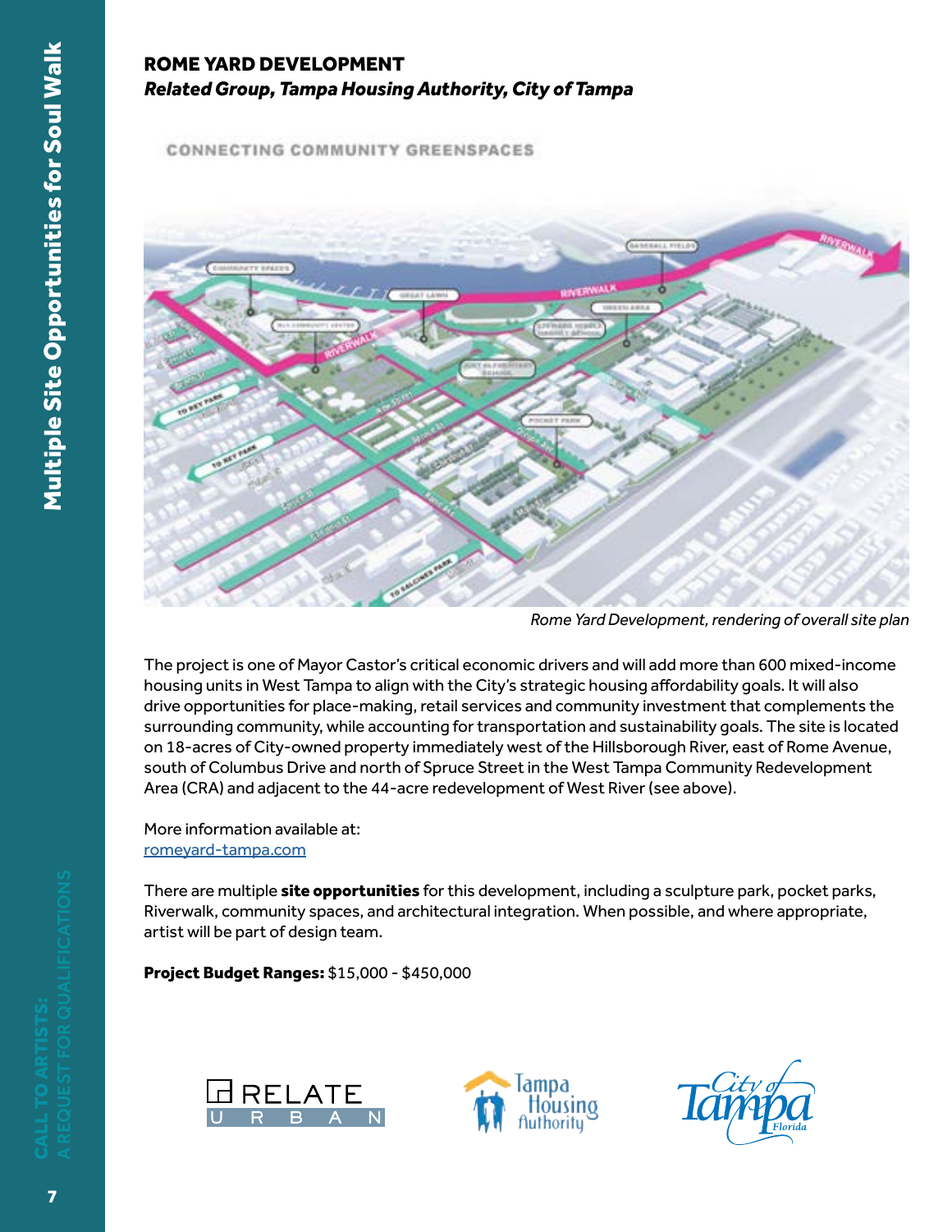## ROME YARD DEVELOPMENT

***Related Group, Tampa Housing Authority, City of Tampa***

*Rome Yard Development, rendering of overall site plan*

The project is one of Mayor Castor's critical economic drivers and will add more than 600 mixed-income housing units in West Tampa to align with the City's strategic housing affordability goals. It will also drive opportunities for place-making, retail services and community investment that complements the surrounding community, while accounting for transportation and sustainability goals. The site is located on 18-acres of City-owned property immediately west of the Hillsborough River, east of Rome Avenue, south of Columbus Drive and north of Spruce Street in the West Tampa Community Redevelopment Area (CRA) and adjacent to the 44-acre redevelopment of West River (see above).

More information available at:
romeyard-tampa.com

There are multiple **site opportunities** for this development, including a sculpture park, pocket parks, Riverwalk, community spaces, and architectural integration. When possible, and where appropriate, artist will be part of design team.

**Project Budget Ranges:** $15,000 - $450,000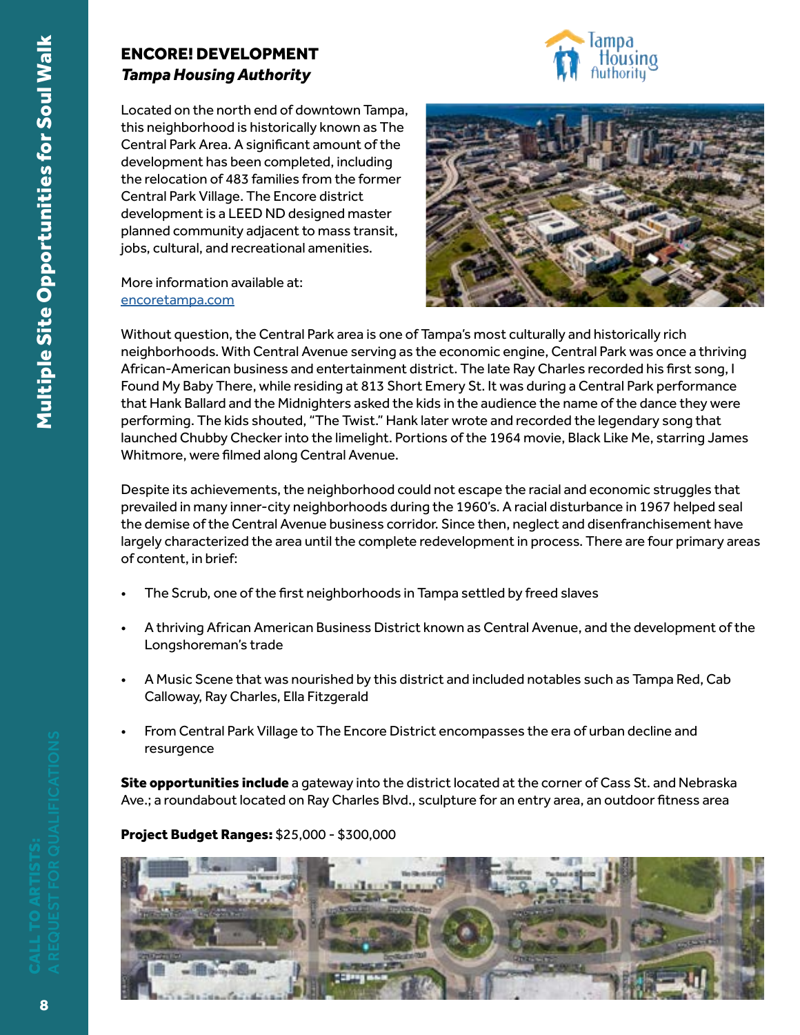## ENCORE! DEVELOPMENT

### *Tampa Housing Authority*

Located on the north end of downtown Tampa, this neighborhood is historically known as The Central Park Area. A significant amount of the development has been completed, including the relocation of 483 families from the former Central Park Village. The Encore district development is a LEED ND designed master planned community adjacent to mass transit, jobs, cultural, and recreational amenities.

More information available at: encoretampa.com

Without question, the Central Park area is one of Tampa's most culturally and historically rich neighborhoods. With Central Avenue serving as the economic engine, Central Park was once a thriving African-American business and entertainment district. The late Ray Charles recorded his first song, I Found My Baby There, while residing at 813 Short Emery St. It was during a Central Park performance that Hank Ballard and the Midnighters asked the kids in the audience the name of the dance they were performing. The kids shouted, "The Twist." Hank later wrote and recorded the legendary song that launched Chubby Checker into the limelight. Portions of the 1964 movie, Black Like Me, starring James Whitmore, were filmed along Central Avenue.

Despite its achievements, the neighborhood could not escape the racial and economic struggles that prevailed in many inner-city neighborhoods during the 1960's. A racial disturbance in 1967 helped seal the demise of the Central Avenue business corridor. Since then, neglect and disenfranchisement have largely characterized the area until the complete redevelopment in process. There are four primary areas of content, in brief:

- The Scrub, one of the first neighborhoods in Tampa settled by freed slaves
- A thriving African American Business District known as Central Avenue, and the development of the Longshoreman's trade
- A Music Scene that was nourished by this district and included notables such as Tampa Red, Cab Calloway, Ray Charles, Ella Fitzgerald
- From Central Park Village to The Encore District encompasses the era of urban decline and resurgence

**Site opportunities include** a gateway into the district located at the corner of Cass St. and Nebraska Ave.; a roundabout located on Ray Charles Blvd., sculpture for an entry area, an outdoor fitness area

**Project Budget Ranges:** $25,000 - $300,000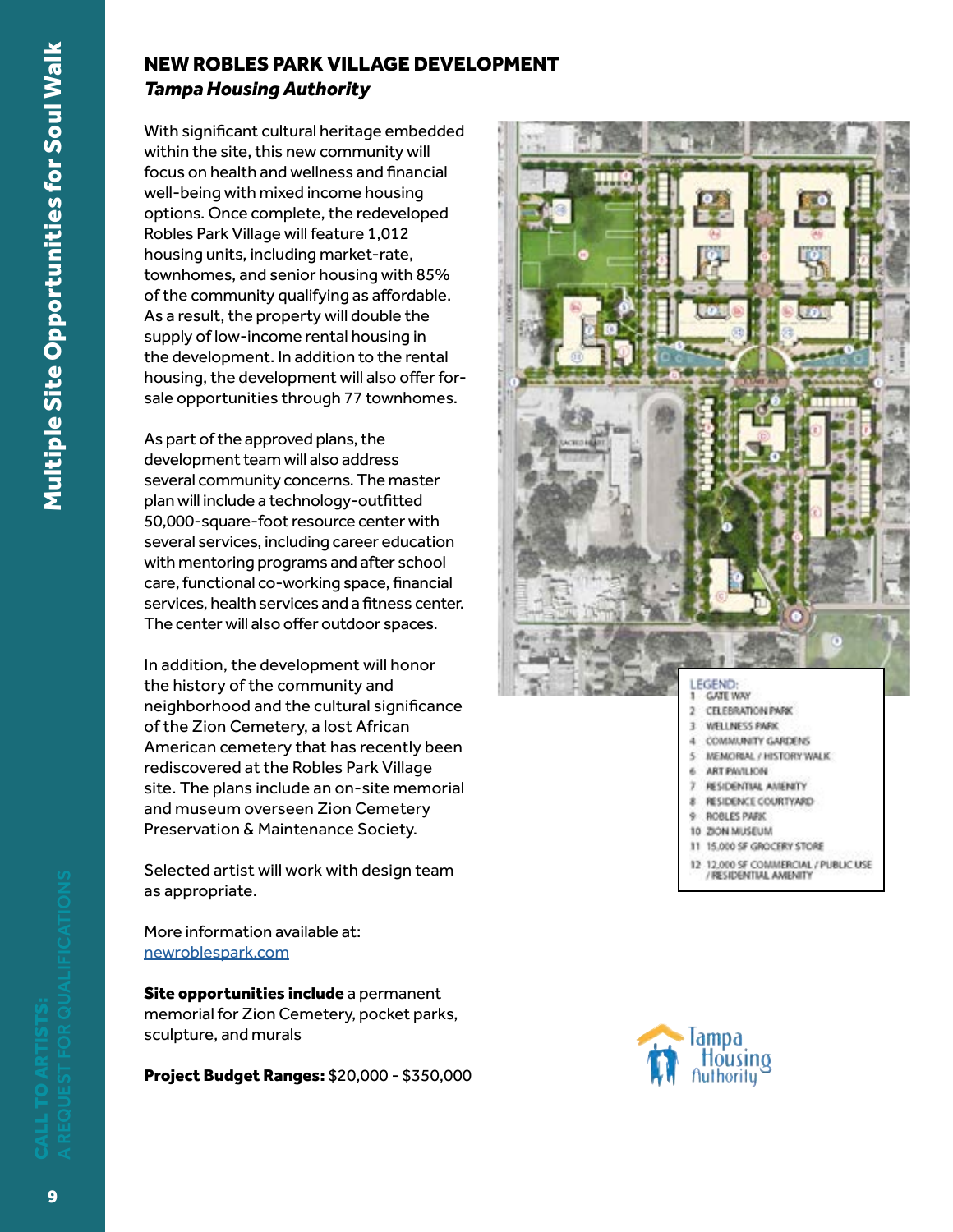## NEW ROBLES PARK VILLAGE DEVELOPMENT
### *Tampa Housing Authority*

With significant cultural heritage embedded within the site, this new community will focus on health and wellness and financial well-being with mixed income housing options. Once complete, the redeveloped Robles Park Village will feature 1,012 housing units, including market-rate, townhomes, and senior housing with 85% of the community qualifying as affordable. As a result, the property will double the supply of low-income rental housing in the development. In addition to the rental housing, the development will also offer for-sale opportunities through 77 townhomes.

As part of the approved plans, the development team will also address several community concerns. The master plan will include a technology-outfitted 50,000-square-foot resource center with several services, including career education with mentoring programs and after school care, functional co-working space, financial services, health services and a fitness center. The center will also offer outdoor spaces.

In addition, the development will honor the history of the community and neighborhood and the cultural significance of the Zion Cemetery, a lost African American cemetery that has recently been rediscovered at the Robles Park Village site. The plans include an on-site memorial and museum overseen Zion Cemetery Preservation & Maintenance Society.

Selected artist will work with design team as appropriate.

More information available at:
newroblespark.com

**Site opportunities include** a permanent memorial for Zion Cemetery, pocket parks, sculpture, and murals

**Project Budget Ranges:** $20,000 - $350,000

LEGEND:
1. GATE WAY
2. CELEBRATION PARK
3. WELLNESS PARK
4. COMMUNITY GARDENS
5. MEMORIAL / HISTORY WALK
6. ART PAVILION
7. RESIDENTIAL AMENITY
8. RESIDENCE COURTYARD
9. ROBLES PARK
10. ZION MUSEUM
11. 15,000 SF GROCERY STORE
12. 12,000 SF COMMERCIAL / PUBLIC USE / RESIDENTIAL AMENITY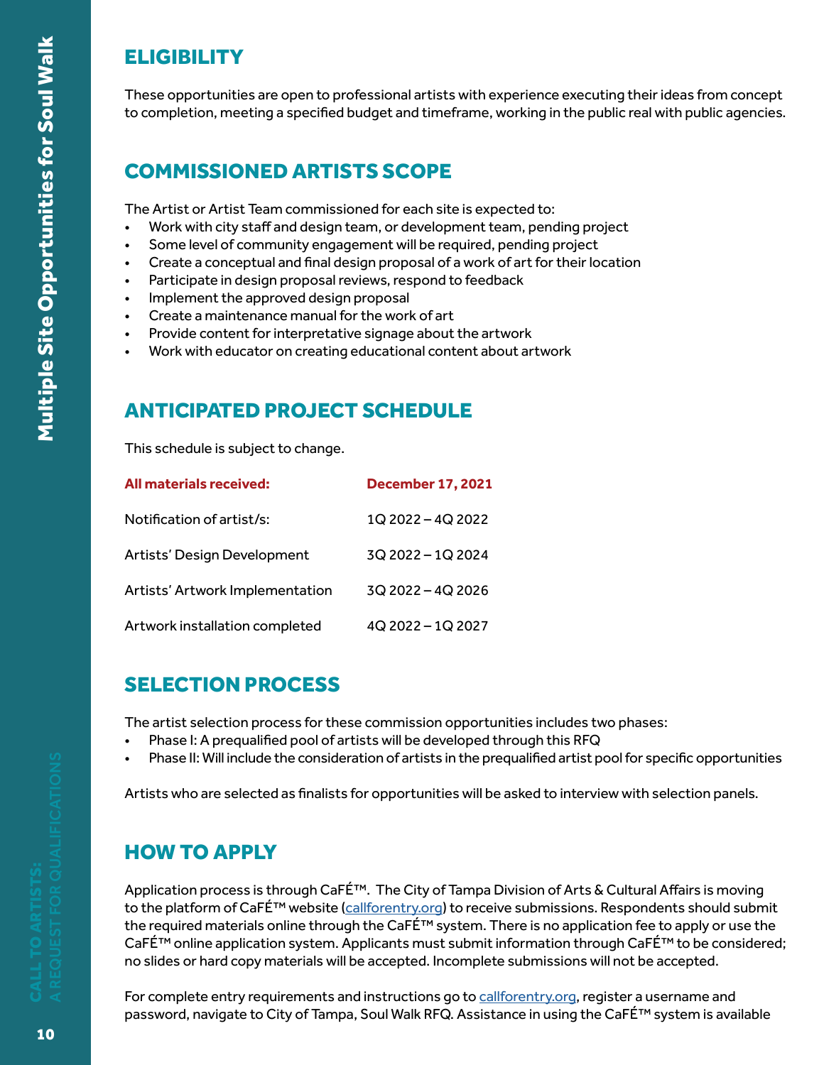## ELIGIBILITY

These opportunities are open to professional artists with experience executing their ideas from concept to completion, meeting a specified budget and timeframe, working in the public real with public agencies.

## COMMISSIONED ARTISTS SCOPE

The Artist or Artist Team commissioned for each site is expected to:

- Work with city staff and design team, or development team, pending project
- Some level of community engagement will be required, pending project
- Create a conceptual and final design proposal of a work of art for their location
- Participate in design proposal reviews, respond to feedback
- Implement the approved design proposal
- Create a maintenance manual for the work of art
- Provide content for interpretative signage about the artwork
- Work with educator on creating educational content about artwork

## ANTICIPATED PROJECT SCHEDULE

This schedule is subject to change.

| | |
|---|---|
| **All materials received:** | **December 17, 2021** |
| Notification of artist/s: | 1Q 2022 – 4Q 2022 |
| Artists' Design Development | 3Q 2022 – 1Q 2024 |
| Artists' Artwork Implementation | 3Q 2022 – 4Q 2026 |
| Artwork installation completed | 4Q 2022 – 1Q 2027 |

## SELECTION PROCESS

The artist selection process for these commission opportunities includes two phases:

- Phase I: A prequalified pool of artists will be developed through this RFQ
- Phase II: Will include the consideration of artists in the prequalified artist pool for specific opportunities

Artists who are selected as finalists for opportunities will be asked to interview with selection panels.

## HOW TO APPLY

Application process is through CaFÉ™. The City of Tampa Division of Arts & Cultural Affairs is moving to the platform of CaFÉ™ website (callforentry.org) to receive submissions. Respondents should submit the required materials online through the CaFÉ™ system. There is no application fee to apply or use the CaFÉ™ online application system. Applicants must submit information through CaFÉ™ to be considered; no slides or hard copy materials will be accepted. Incomplete submissions will not be accepted.

For complete entry requirements and instructions go to callforentry.org, register a username and password, navigate to City of Tampa, Soul Walk RFQ. Assistance in using the CaFÉ™ system is available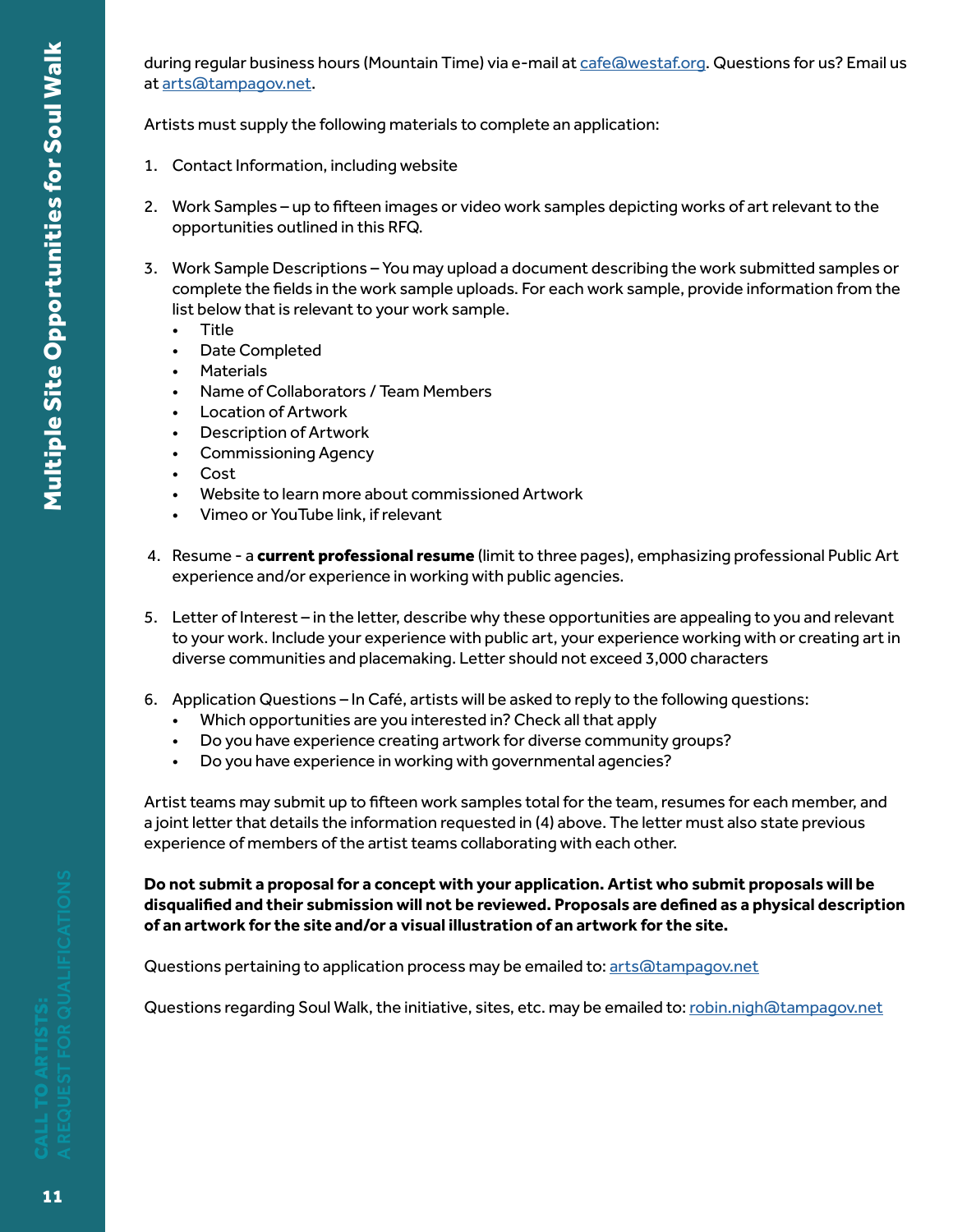during regular business hours (Mountain Time) via e-mail at cafe@westaf.org. Questions for us? Email us at arts@tampagov.net.

Artists must supply the following materials to complete an application:

1. Contact Information, including website

2. Work Samples – up to fifteen images or video work samples depicting works of art relevant to the opportunities outlined in this RFQ.

3. Work Sample Descriptions – You may upload a document describing the work submitted samples or complete the fields in the work sample uploads. For each work sample, provide information from the list below that is relevant to your work sample.
   - Title
   - Date Completed
   - Materials
   - Name of Collaborators / Team Members
   - Location of Artwork
   - Description of Artwork
   - Commissioning Agency
   - Cost
   - Website to learn more about commissioned Artwork
   - Vimeo or YouTube link, if relevant

4. Resume - a **current professional resume** (limit to three pages), emphasizing professional Public Art experience and/or experience in working with public agencies.

5. Letter of Interest – in the letter, describe why these opportunities are appealing to you and relevant to your work. Include your experience with public art, your experience working with or creating art in diverse communities and placemaking. Letter should not exceed 3,000 characters

6. Application Questions – In Café, artists will be asked to reply to the following questions:
   - Which opportunities are you interested in? Check all that apply
   - Do you have experience creating artwork for diverse community groups?
   - Do you have experience in working with governmental agencies?

Artist teams may submit up to fifteen work samples total for the team, resumes for each member, and a joint letter that details the information requested in (4) above. The letter must also state previous experience of members of the artist teams collaborating with each other.

**Do not submit a proposal for a concept with your application. Artist who submit proposals will be disqualified and their submission will not be reviewed. Proposals are defined as a physical description of an artwork for the site and/or a visual illustration of an artwork for the site.**

Questions pertaining to application process may be emailed to: arts@tampagov.net

Questions regarding Soul Walk, the initiative, sites, etc. may be emailed to: robin.nigh@tampagov.net